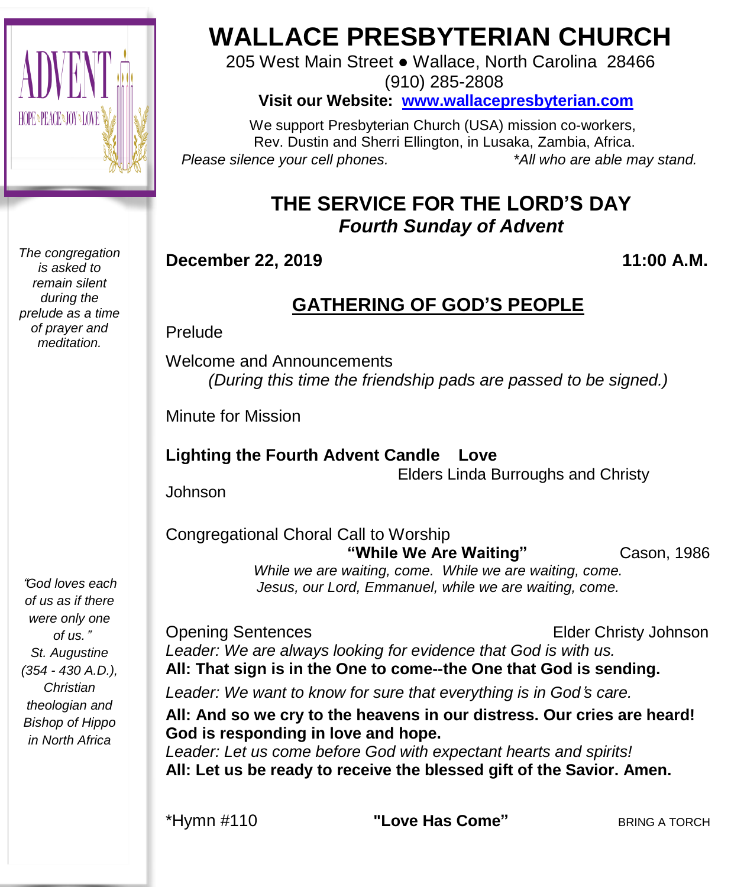ADVENT

HOPE · PEACE · JOY · LOVE

# WALLACE PRESBYTERIAN CHURCH

205 West Main Street ● Wallace, North Carolina 28466
(910) 285-2808

**Visit our Website: [www.wallacepresbyterian.com](http://www.wallacepresbyterian.com)**

We support Presbyterian Church (USA) mission co-workers,
Rev. Dustin and Sherri Ellington, in Lusaka, Zambia, Africa.

*Please silence your cell phones.* *\*All who are able may stand.*

## THE SERVICE FOR THE LORD'S DAY

### *Fourth Sunday of Advent*

**December 22, 2019** **11:00 A.M.**

## GATHERING OF GOD'S PEOPLE

*The congregation is asked to remain silent during the prelude as a time of prayer and meditation.*

Prelude

Welcome and Announcements
*(During this time the friendship pads are passed to be signed.)*

Minute for Mission

**Lighting the Fourth Advent Candle Love**
Elders Linda Burroughs and Christy Johnson

Congregational Choral Call to Worship
**"While We Are Waiting"** Cason, 1986
*While we are waiting, come. While we are waiting, come.*
*Jesus, our Lord, Emmanuel, while we are waiting, come.*

*"God loves each of us as if there were only one of us." St. Augustine (354 - 430 A.D.), Christian theologian and Bishop of Hippo in North Africa*

Opening Sentences Elder Christy Johnson

*Leader: We are always looking for evidence that God is with us.*
**All: That sign is in the One to come--the One that God is sending.**
*Leader: We want to know for sure that everything is in God's care.*
**All: And so we cry to the heavens in our distress. Our cries are heard! God is responding in love and hope.**
*Leader: Let us come before God with expectant hearts and spirits!*
**All: Let us be ready to receive the blessed gift of the Savior. Amen.**

\*Hymn #110 **"Love Has Come"** BRING A TORCH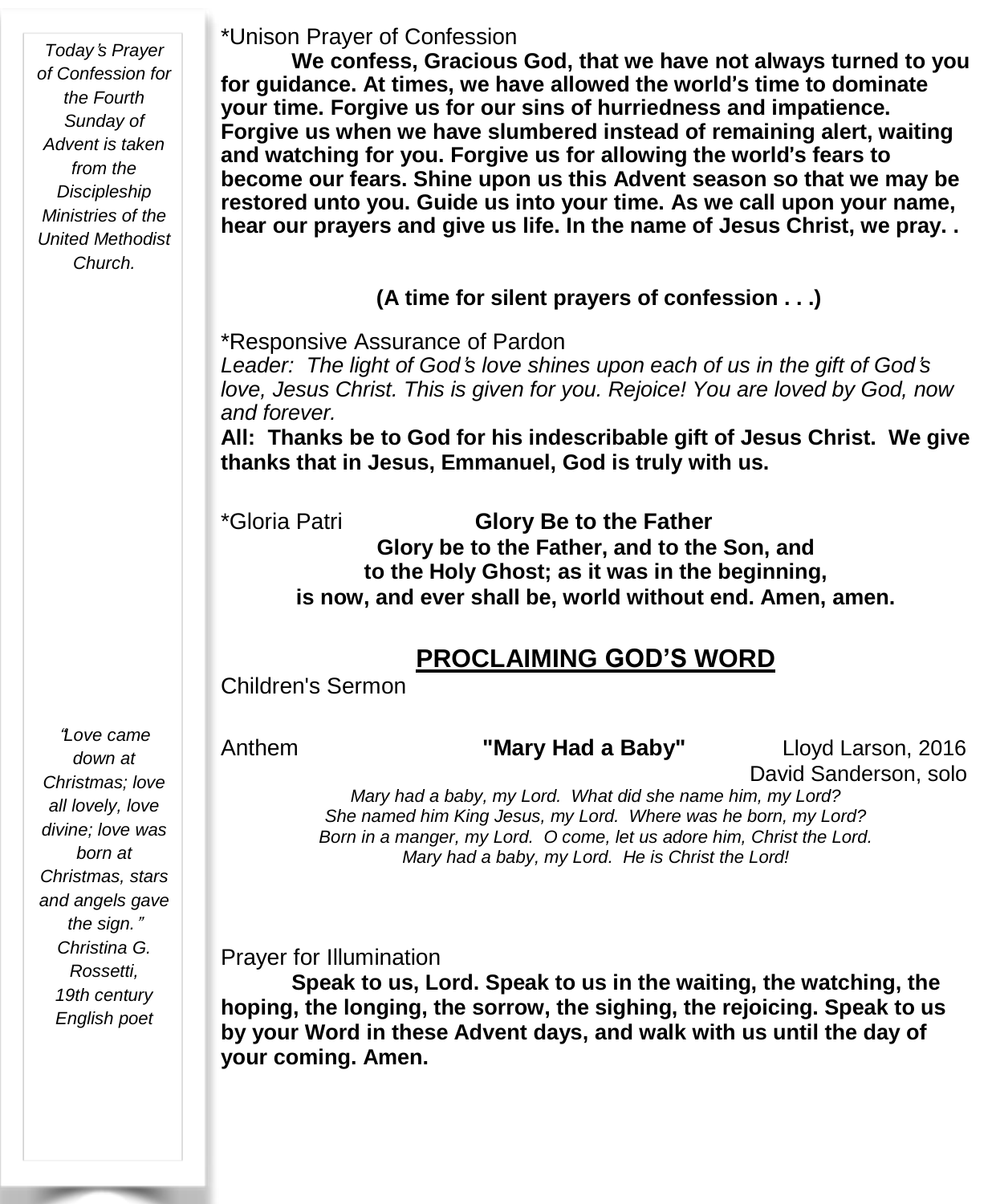*Today's Prayer of Confession for the Fourth Sunday of Advent is taken from the Discipleship Ministries of the United Methodist Church.*

*Unison Prayer of Confession

**We confess, Gracious God, that we have not always turned to you for guidance. At times, we have allowed the world's time to dominate your time. Forgive us for our sins of hurriedness and impatience. Forgive us when we have slumbered instead of remaining alert, waiting and watching for you. Forgive us for allowing the world's fears to become our fears. Shine upon us this Advent season so that we may be restored unto you. Guide us into your time. As we call upon your name, hear our prayers and give us life. In the name of Jesus Christ, we pray. .**

**(A time for silent prayers of confession . . .)**

*Responsive Assurance of Pardon

*Leader: The light of God's love shines upon each of us in the gift of God's love, Jesus Christ. This is given for you. Rejoice! You are loved by God, now and forever.*

**All: Thanks be to God for his indescribable gift of Jesus Christ. We give thanks that in Jesus, Emmanuel, God is truly with us.**

*Gloria Patri **Glory Be to the Father**

**Glory be to the Father, and to the Son, and**
**to the Holy Ghost; as it was in the beginning,**
**is now, and ever shall be, world without end. Amen, amen.**

## PROCLAIMING GOD'S WORD

Children's Sermon

*"Love came down at Christmas; love all lovely, love divine; love was born at Christmas, stars and angels gave the sign." Christina G. Rossetti, 19th century English poet*

Anthem **"Mary Had a Baby"** Lloyd Larson, 2016
David Sanderson, solo

*Mary had a baby, my Lord. What did she name him, my Lord?*
*She named him King Jesus, my Lord. Where was he born, my Lord?*
*Born in a manger, my Lord. O come, let us adore him, Christ the Lord.*
*Mary had a baby, my Lord. He is Christ the Lord!*

Prayer for Illumination

**Speak to us, Lord. Speak to us in the waiting, the watching, the hoping, the longing, the sorrow, the sighing, the rejoicing. Speak to us by your Word in these Advent days, and walk with us until the day of your coming. Amen.**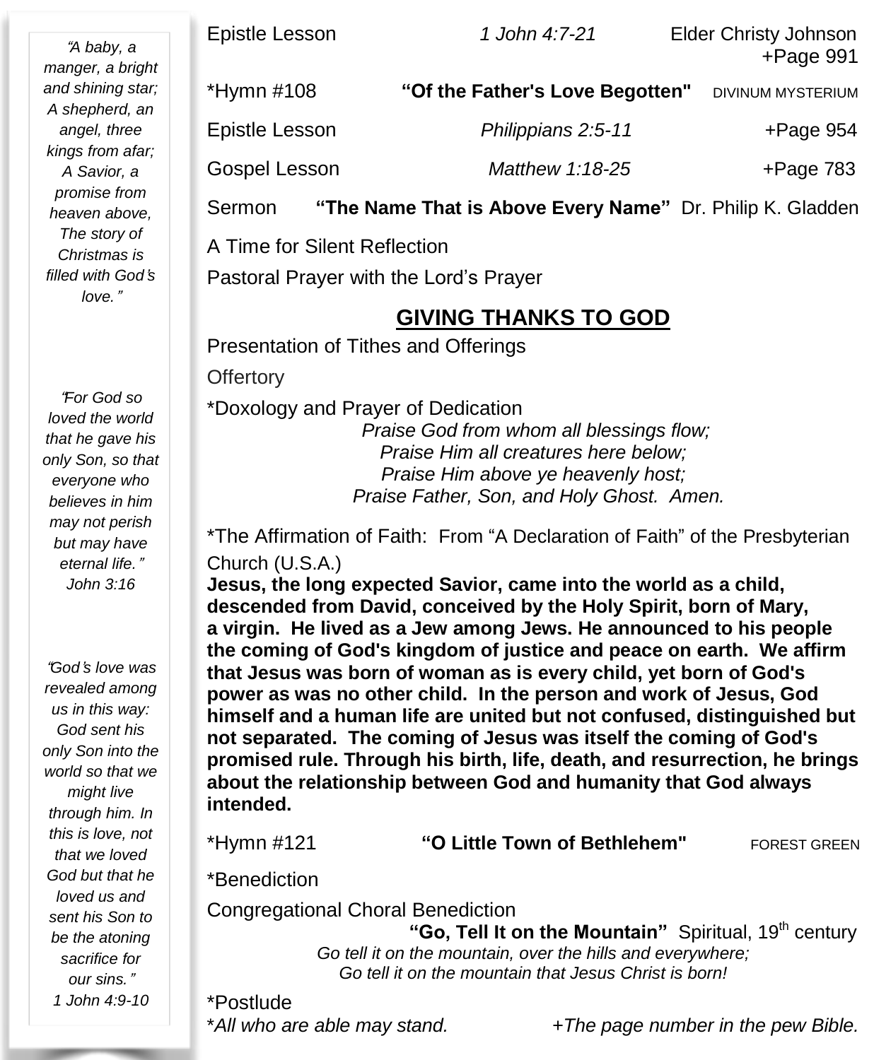*"A baby, a manger, a bright and shining star; A shepherd, an angel, three kings from afar; A Savior, a promise from heaven above, The story of Christmas is filled with God's love."*

*"For God so loved the world that he gave his only Son, so that everyone who believes in him may not perish but may have eternal life." John 3:16*

*"God's love was revealed among us in this way: God sent his only Son into the world so that we might live through him. In this is love, not that we loved God but that he loved us and sent his Son to be the atoning sacrifice for our sins." 1 John 4:9-10*

Epistle Lesson — *1 John 4:7-21* — Elder Christy Johnson +Page 991

*Hymn #108 — **"Of the Father's Love Begotten"** — DIVINUM MYSTERIUM

Epistle Lesson — *Philippians 2:5-11* — +Page 954

Gospel Lesson — *Matthew 1:18-25* — +Page 783

Sermon **"The Name That is Above Every Name"** Dr. Philip K. Gladden

A Time for Silent Reflection

Pastoral Prayer with the Lord's Prayer

## GIVING THANKS TO GOD

Presentation of Tithes and Offerings

Offertory

*Doxology and Prayer of Dedication

*Praise God from whom all blessings flow;*
*Praise Him all creatures here below;*
*Praise Him above ye heavenly host;*
*Praise Father, Son, and Holy Ghost. Amen.*

*The Affirmation of Faith: From "A Declaration of Faith" of the Presbyterian Church (U.S.A.)

**Jesus, the long expected Savior, came into the world as a child, descended from David, conceived by the Holy Spirit, born of Mary, a virgin. He lived as a Jew among Jews. He announced to his people the coming of God's kingdom of justice and peace on earth. We affirm that Jesus was born of woman as is every child, yet born of God's power as was no other child. In the person and work of Jesus, God himself and a human life are united but not confused, distinguished but not separated. The coming of Jesus was itself the coming of God's promised rule. Through his birth, life, death, and resurrection, he brings about the relationship between God and humanity that God always intended.**

*Hymn #121 — **"O Little Town of Bethlehem"** — FOREST GREEN

*Benediction

Congregational Choral Benediction

**"Go, Tell It on the Mountain"** Spiritual, 19th century

*Go tell it on the mountain, over the hills and everywhere;*
*Go tell it on the mountain that Jesus Christ is born!*

*Postlude

**All who are able may stand.* — *+The page number in the pew Bible.*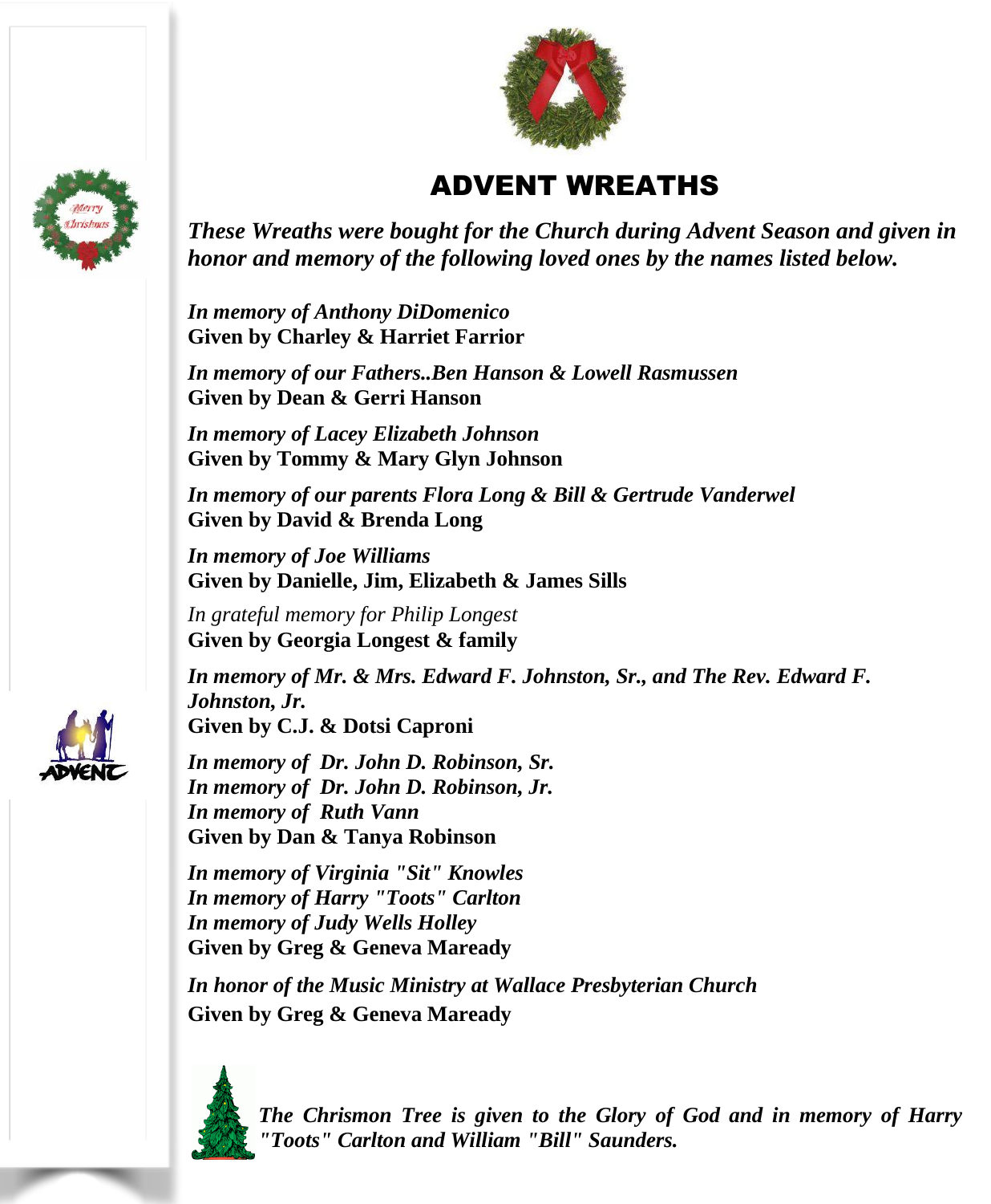# ADVENT WREATHS

***These Wreaths were bought for the Church during Advent Season and given in honor and memory of the following loved ones by the names listed below.***

***In memory of Anthony DiDomenico***
**Given by Charley & Harriet Farrior**

***In memory of our Fathers..Ben Hanson & Lowell Rasmussen***
**Given by Dean & Gerri Hanson**

***In memory of Lacey Elizabeth Johnson***
**Given by Tommy & Mary Glyn Johnson**

***In memory of our parents Flora Long & Bill & Gertrude Vanderwel***
**Given by David & Brenda Long**

***In memory of Joe Williams***
**Given by Danielle, Jim, Elizabeth & James Sills**

*In grateful memory for Philip Longest*
**Given by Georgia Longest & family**

***In memory of Mr. & Mrs. Edward F. Johnston, Sr., and The Rev. Edward F. Johnston, Jr.***
**Given by C.J. & Dotsi Caproni**

***In memory of  Dr. John D. Robinson, Sr.***
***In memory of  Dr. John D. Robinson, Jr.***
***In memory of  Ruth Vann***
**Given by Dan & Tanya Robinson**

***In memory of Virginia "Sit" Knowles***
***In memory of Harry "Toots" Carlton***
***In memory of Judy Wells Holley***
**Given by Greg & Geneva Maready**

***In honor of the Music Ministry at Wallace Presbyterian Church***
**Given by Greg & Geneva Maready**

***The Chrismon Tree is given to the Glory of God and in memory of Harry "Toots" Carlton and William "Bill" Saunders.***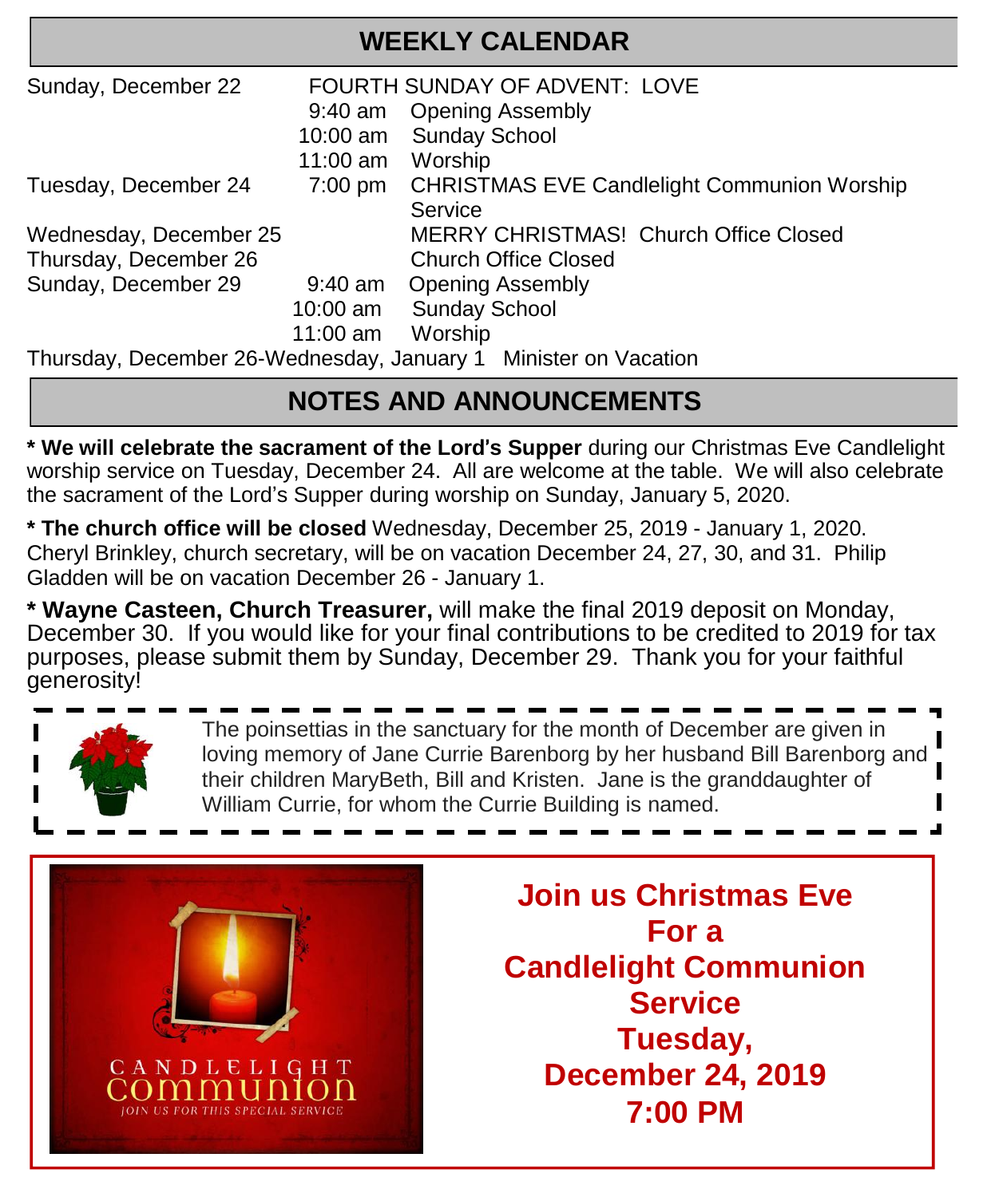## WEEKLY CALENDAR

| | | |
|---|---|---|
| Sunday, December 22 | | FOURTH SUNDAY OF ADVENT: LOVE |
| | 9:40 am | Opening Assembly |
| | 10:00 am | Sunday School |
| | 11:00 am | Worship |
| Tuesday, December 24 | 7:00 pm | CHRISTMAS EVE Candlelight Communion Worship Service |
| Wednesday, December 25 | | MERRY CHRISTMAS! Church Office Closed |
| Thursday, December 26 | | Church Office Closed |
| Sunday, December 29 | 9:40 am | Opening Assembly |
| | 10:00 am | Sunday School |
| | 11:00 am | Worship |

Thursday, December 26-Wednesday, January 1 Minister on Vacation

## NOTES AND ANNOUNCEMENTS

**\* We will celebrate the sacrament of the Lord's Supper** during our Christmas Eve Candlelight worship service on Tuesday, December 24. All are welcome at the table. We will also celebrate the sacrament of the Lord's Supper during worship on Sunday, January 5, 2020.

**\* The church office will be closed** Wednesday, December 25, 2019 - January 1, 2020. Cheryl Brinkley, church secretary, will be on vacation December 24, 27, 30, and 31. Philip Gladden will be on vacation December 26 - January 1.

**\* Wayne Casteen, Church Treasurer,** will make the final 2019 deposit on Monday, December 30. If you would like for your final contributions to be credited to 2019 for tax purposes, please submit them by Sunday, December 29. Thank you for your faithful generosity!

The poinsettias in the sanctuary for the month of December are given in loving memory of Jane Currie Barenborg by her husband Bill Barenborg and their children MaryBeth, Bill and Kristen. Jane is the granddaughter of William Currie, for whom the Currie Building is named.

CANDLELIGHT
communion
JOIN US FOR THIS SPECIAL SERVICE

**Join us Christmas Eve
For a
Candlelight Communion
Service
Tuesday,
December 24, 2019
7:00 PM**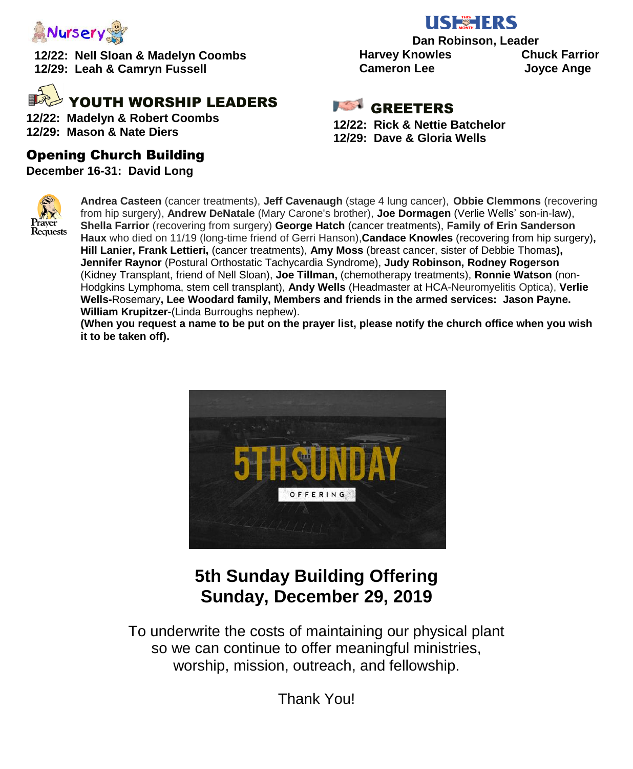## Nursery

**12/22: Nell Sloan & Madelyn Coombs**
**12/29: Leah & Camryn Fussell**

## USHERS

**Dan Robinson, Leader**

**Harvey Knowles** | **Chuck Farrior**
**Cameron Lee** | **Joyce Ange**

## YOUTH WORSHIP LEADERS

**12/22: Madelyn & Robert Coombs**
**12/29: Mason & Nate Diers**

## GREETERS

**12/22: Rick & Nettie Batchelor**
**12/29: Dave & Gloria Wells**

## Opening Church Building

**December 16-31: David Long**

## Prayer Requests

**Andrea Casteen** (cancer treatments), **Jeff Cavenaugh** (stage 4 lung cancer), **Obbie Clemmons** (recovering from hip surgery), **Andrew DeNatale** (Mary Carone's brother), **Joe Dormagen** (Verlie Wells' son-in-law), **Shella Farrior** (recovering from surgery) **George Hatch** (cancer treatments), **Family of Erin Sanderson Haux** who died on 11/19 (long-time friend of Gerri Hanson),**Candace Knowles** (recovering from hip surgery)**, Hill Lanier, Frank Lettieri,** (cancer treatments), **Amy Moss** (breast cancer, sister of Debbie Thomas**), Jennifer Raynor** (Postural Orthostatic Tachycardia Syndrome), **Judy Robinson, Rodney Rogerson** (Kidney Transplant, friend of Nell Sloan), **Joe Tillman,** (chemotherapy treatments), **Ronnie Watson** (non-Hodgkins Lymphoma, stem cell transplant), **Andy Wells** (Headmaster at HCA-Neuromyelitis Optica), **Verlie Wells-**Rosemary**, Lee Woodard family, Members and friends in the armed services: Jason Payne. William Krupitzer-**(Linda Burroughs nephew).

**(When you request a name to be put on the prayer list, please notify the church office when you wish it to be taken off).**

5TH SUNDAY
OFFERING

## 5th Sunday Building Offering
## Sunday, December 29, 2019

To underwrite the costs of maintaining our physical plant so we can continue to offer meaningful ministries, worship, mission, outreach, and fellowship.

Thank You!